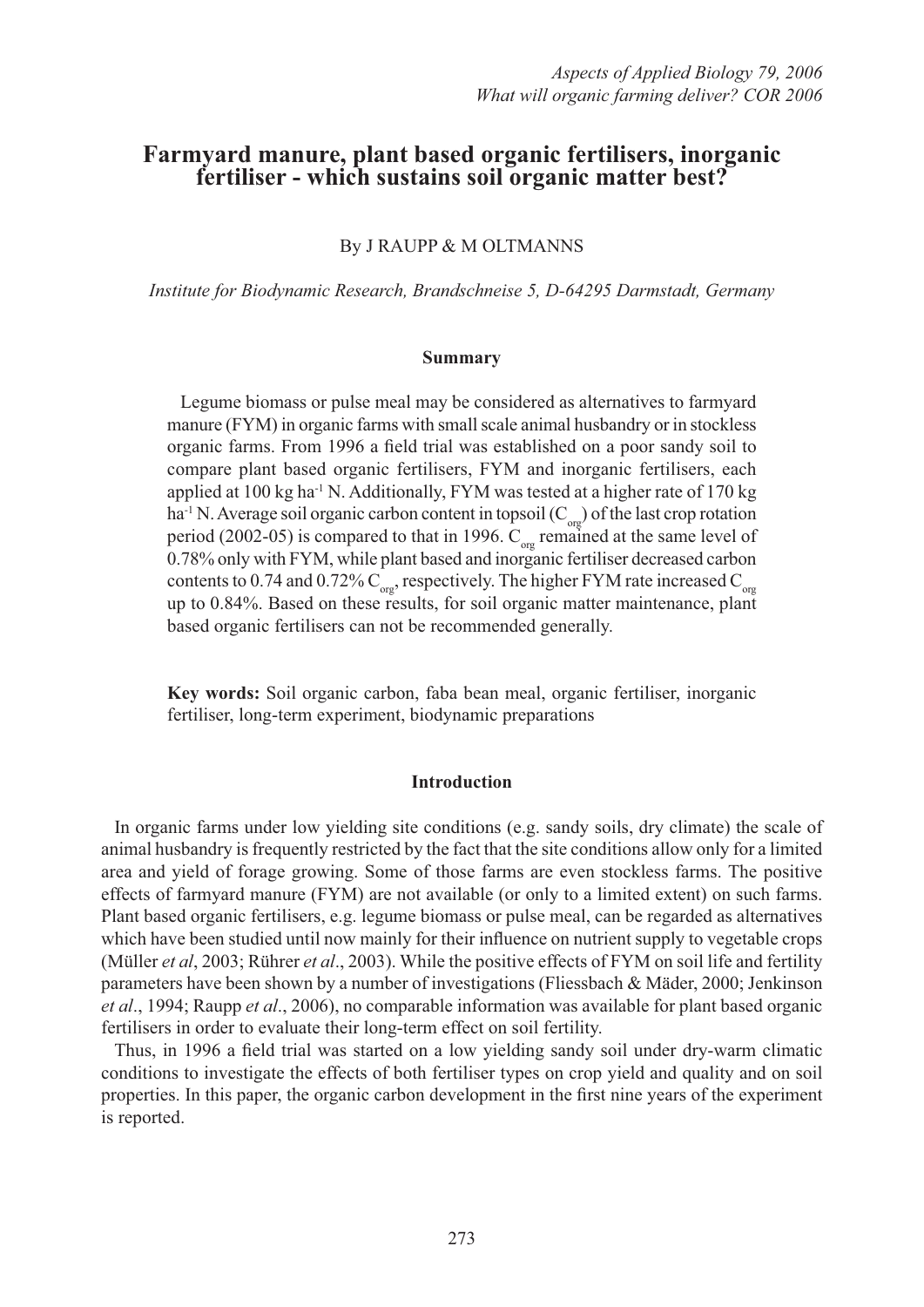# Farmyard manure, plant based organic fertilisers, inorganic fertiliser - which sustains soil organic matter best?

By J RAUPP & M OLTMANNS

*Institute for Biodynamic Research, Brandschneise 5, D-64295 Darmstadt, Germany*

## Summary

Legume biomass or pulse meal may be considered as alternatives to farmyard manure (FYM) in organic farms with small scale animal husbandry or in stockless organic farms. From 1996 a field trial was established on a poor sandy soil to compare plant based organic fertilisers, FYM and inorganic fertilisers, each applied at 100 kg ha$^{-1}$ N. Additionally, FYM was tested at a higher rate of 170 kg ha$^{-1}$ N. Average soil organic carbon content in topsoil ($C_{org}$) of the last crop rotation period (2002-05) is compared to that in 1996. $C_{org}$ remained at the same level of 0.78% only with FYM, while plant based and inorganic fertiliser decreased carbon contents to 0.74 and 0.72% $C_{org}$, respectively. The higher FYM rate increased $C_{org}$ up to 0.84%. Based on these results, for soil organic matter maintenance, plant based organic fertilisers can not be recommended generally.

**Key words:** Soil organic carbon, faba bean meal, organic fertiliser, inorganic fertiliser, long-term experiment, biodynamic preparations

## Introduction

In organic farms under low yielding site conditions (e.g. sandy soils, dry climate) the scale of animal husbandry is frequently restricted by the fact that the site conditions allow only for a limited area and yield of forage growing. Some of those farms are even stockless farms. The positive effects of farmyard manure (FYM) are not available (or only to a limited extent) on such farms. Plant based organic fertilisers, e.g. legume biomass or pulse meal, can be regarded as alternatives which have been studied until now mainly for their influence on nutrient supply to vegetable crops (Müller *et al*, 2003; Rührer *et al*., 2003). While the positive effects of FYM on soil life and fertility parameters have been shown by a number of investigations (Fliessbach & Mäder, 2000; Jenkinson *et al*., 1994; Raupp *et al*., 2006), no comparable information was available for plant based organic fertilisers in order to evaluate their long-term effect on soil fertility.

Thus, in 1996 a field trial was started on a low yielding sandy soil under dry-warm climatic conditions to investigate the effects of both fertiliser types on crop yield and quality and on soil properties. In this paper, the organic carbon development in the first nine years of the experiment is reported.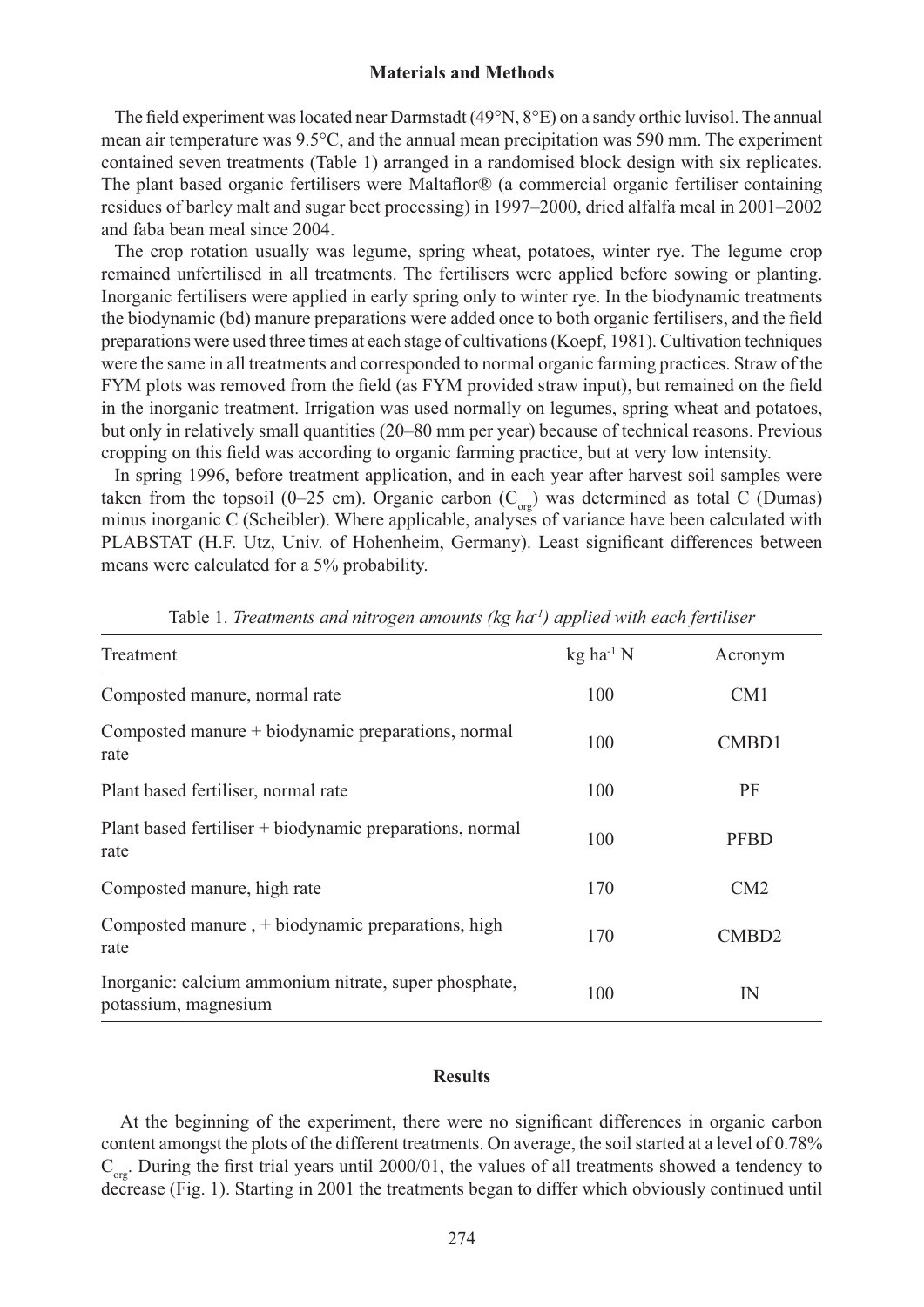## Materials and Methods

The field experiment was located near Darmstadt (49°N, 8°E) on a sandy orthic luvisol. The annual mean air temperature was 9.5°C, and the annual mean precipitation was 590 mm. The experiment contained seven treatments (Table 1) arranged in a randomised block design with six replicates. The plant based organic fertilisers were Maltaflor® (a commercial organic fertiliser containing residues of barley malt and sugar beet processing) in 1997–2000, dried alfalfa meal in 2001–2002 and faba bean meal since 2004.

The crop rotation usually was legume, spring wheat, potatoes, winter rye. The legume crop remained unfertilised in all treatments. The fertilisers were applied before sowing or planting. Inorganic fertilisers were applied in early spring only to winter rye. In the biodynamic treatments the biodynamic (bd) manure preparations were added once to both organic fertilisers, and the field preparations were used three times at each stage of cultivations (Koepf, 1981). Cultivation techniques were the same in all treatments and corresponded to normal organic farming practices. Straw of the FYM plots was removed from the field (as FYM provided straw input), but remained on the field in the inorganic treatment. Irrigation was used normally on legumes, spring wheat and potatoes, but only in relatively small quantities (20–80 mm per year) because of technical reasons. Previous cropping on this field was according to organic farming practice, but at very low intensity.

In spring 1996, before treatment application, and in each year after harvest soil samples were taken from the topsoil (0–25 cm). Organic carbon ($C_{org}$) was determined as total C (Dumas) minus inorganic C (Scheibler). Where applicable, analyses of variance have been calculated with PLABSTAT (H.F. Utz, Univ. of Hohenheim, Germany). Least significant differences between means were calculated for a 5% probability.

Table 1. *Treatments and nitrogen amounts (kg ha$^{-1}$) applied with each fertiliser*

| Treatment | kg ha$^{-1}$ N | Acronym |
|---|---|---|
| Composted manure, normal rate | 100 | CM1 |
| Composted manure + biodynamic preparations, normal rate | 100 | CMBD1 |
| Plant based fertiliser, normal rate | 100 | PF |
| Plant based fertiliser + biodynamic preparations, normal rate | 100 | PFBD |
| Composted manure, high rate | 170 | CM2 |
| Composted manure , + biodynamic preparations, high rate | 170 | CMBD2 |
| Inorganic: calcium ammonium nitrate, super phosphate, potassium, magnesium | 100 | IN |

## Results

At the beginning of the experiment, there were no significant differences in organic carbon content amongst the plots of the different treatments. On average, the soil started at a level of 0.78% $C_{org}$. During the first trial years until 2000/01, the values of all treatments showed a tendency to decrease (Fig. 1). Starting in 2001 the treatments began to differ which obviously continued until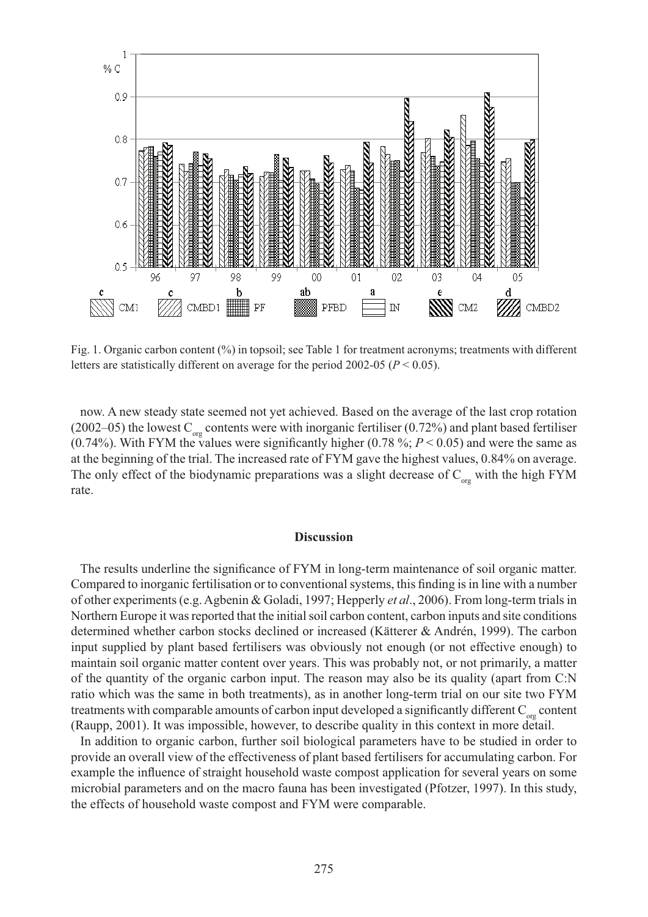Fig. 1. Organic carbon content (%) in topsoil; see Table 1 for treatment acronyms; treatments with different letters are statistically different on average for the period 2002-05 ($P < 0.05$).

now. A new steady state seemed not yet achieved. Based on the average of the last crop rotation (2002–05) the lowest $C_{org}$ contents were with inorganic fertiliser (0.72%) and plant based fertiliser (0.74%). With FYM the values were significantly higher (0.78 %; $P < 0.05$) and were the same as at the beginning of the trial. The increased rate of FYM gave the highest values, 0.84% on average. The only effect of the biodynamic preparations was a slight decrease of $C_{org}$ with the high FYM rate.

## Discussion

The results underline the significance of FYM in long-term maintenance of soil organic matter. Compared to inorganic fertilisation or to conventional systems, this finding is in line with a number of other experiments (e.g. Agbenin & Goladi, 1997; Hepperly *et al*., 2006). From long-term trials in Northern Europe it was reported that the initial soil carbon content, carbon inputs and site conditions determined whether carbon stocks declined or increased (Kätterer & Andrén, 1999). The carbon input supplied by plant based fertilisers was obviously not enough (or not effective enough) to maintain soil organic matter content over years. This was probably not, or not primarily, a matter of the quantity of the organic carbon input. The reason may also be its quality (apart from C:N ratio which was the same in both treatments), as in another long-term trial on our site two FYM treatments with comparable amounts of carbon input developed a significantly different $C_{org}$ content (Raupp, 2001). It was impossible, however, to describe quality in this context in more detail.

In addition to organic carbon, further soil biological parameters have to be studied in order to provide an overall view of the effectiveness of plant based fertilisers for accumulating carbon. For example the influence of straight household waste compost application for several years on some microbial parameters and on the macro fauna has been investigated (Pfotzer, 1997). In this study, the effects of household waste compost and FYM were comparable.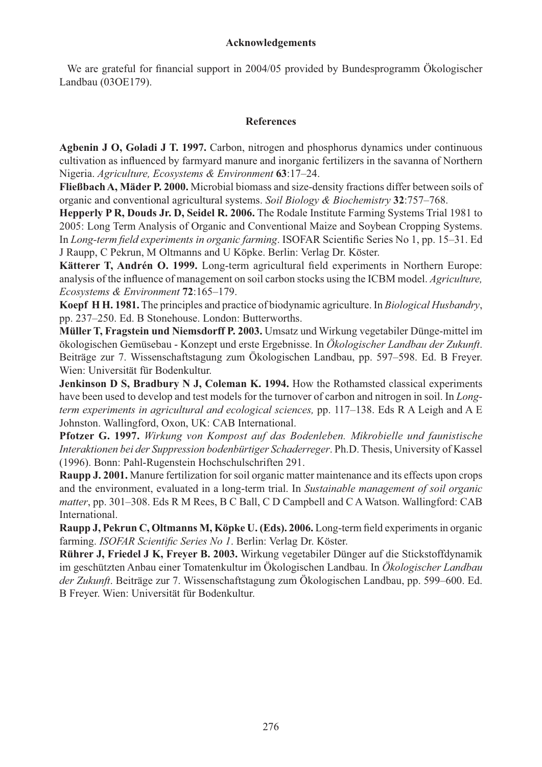## Acknowledgements

We are grateful for financial support in 2004/05 provided by Bundesprogramm Ökologischer Landbau (03OE179).

## References

**Agbenin J O, Goladi J T. 1997.** Carbon, nitrogen and phosphorus dynamics under continuous cultivation as influenced by farmyard manure and inorganic fertilizers in the savanna of Northern Nigeria. *Agriculture, Ecosystems & Environment* **63**:17–24.

**Fließbach A, Mäder P. 2000.** Microbial biomass and size-density fractions differ between soils of organic and conventional agricultural systems. *Soil Biology & Biochemistry* **32**:757–768.

**Hepperly P R, Douds Jr. D, Seidel R. 2006.** The Rodale Institute Farming Systems Trial 1981 to 2005: Long Term Analysis of Organic and Conventional Maize and Soybean Cropping Systems. In *Long-term field experiments in organic farming*. ISOFAR Scientific Series No 1, pp. 15–31. Ed J Raupp, C Pekrun, M Oltmanns and U Köpke. Berlin: Verlag Dr. Köster.

**Kätterer T, Andrén O. 1999.** Long-term agricultural field experiments in Northern Europe: analysis of the influence of management on soil carbon stocks using the ICBM model. *Agriculture, Ecosystems & Environment* **72**:165–179.

**Koepf H H. 1981.** The principles and practice of biodynamic agriculture. In *Biological Husbandry*, pp. 237–250. Ed. B Stonehouse. London: Butterworths.

**Müller T, Fragstein und Niemsdorff P. 2003.** Umsatz und Wirkung vegetabiler Dünge-mittel im ökologischen Gemüsebau - Konzept und erste Ergebnisse. In *Ökologischer Landbau der Zukunft*. Beiträge zur 7. Wissenschaftstagung zum Ökologischen Landbau, pp. 597–598. Ed. B Freyer. Wien: Universität für Bodenkultur.

**Jenkinson D S, Bradbury N J, Coleman K. 1994.** How the Rothamsted classical experiments have been used to develop and test models for the turnover of carbon and nitrogen in soil. In *Long-term experiments in agricultural and ecological sciences,* pp. 117–138. Eds R A Leigh and A E Johnston. Wallingford, Oxon, UK: CAB International.

**Pfotzer G. 1997.** *Wirkung von Kompost auf das Bodenleben. Mikrobielle und faunistische Interaktionen bei der Suppression bodenbürtiger Schaderreger*. Ph.D. Thesis, University of Kassel (1996). Bonn: Pahl-Rugenstein Hochschulschriften 291.

**Raupp J. 2001.** Manure fertilization for soil organic matter maintenance and its effects upon crops and the environment, evaluated in a long-term trial. In *Sustainable management of soil organic matter*, pp. 301–308. Eds R M Rees, B C Ball, C D Campbell and C A Watson. Wallingford: CAB International.

**Raupp J, Pekrun C, Oltmanns M, Köpke U. (Eds). 2006.** Long-term field experiments in organic farming. *ISOFAR Scientific Series No 1*. Berlin: Verlag Dr. Köster.

**Rührer J, Friedel J K, Freyer B. 2003.** Wirkung vegetabiler Dünger auf die Stickstoffdynamik im geschützten Anbau einer Tomatenkultur im Ökologischen Landbau. In *Ökologischer Landbau der Zukunft*. Beiträge zur 7. Wissenschaftstagung zum Ökologischen Landbau, pp. 599–600. Ed. B Freyer. Wien: Universität für Bodenkultur.